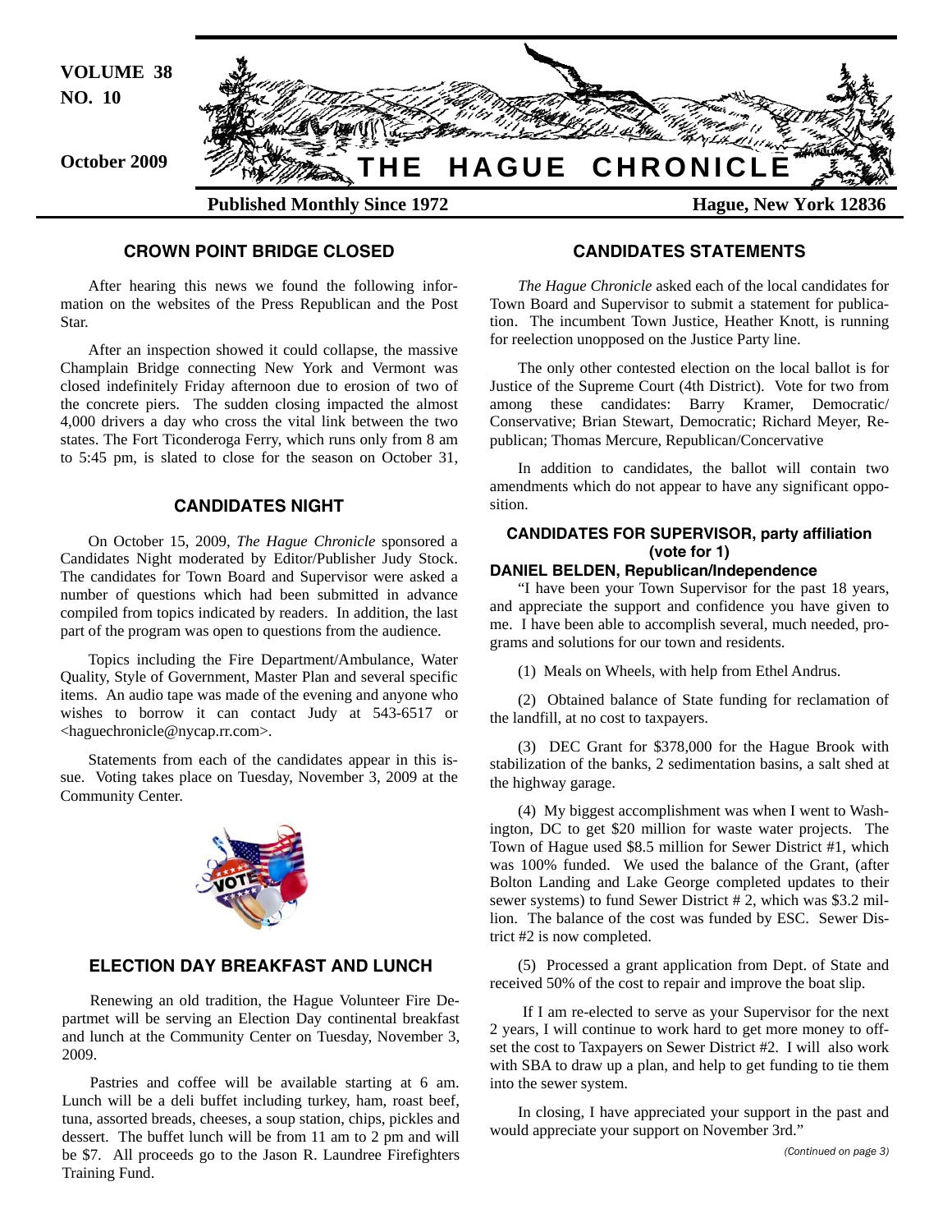VOLUME 38
NO. 10

October 2009

# THE HAGUE CHRONICLE

**Published Monthly Since 1972** **Hague, New York 12836**

## CROWN POINT BRIDGE CLOSED

After hearing this news we found the following information on the websites of the Press Republican and the Post Star.

After an inspection showed it could collapse, the massive Champlain Bridge connecting New York and Vermont was closed indefinitely Friday afternoon due to erosion of two of the concrete piers. The sudden closing impacted the almost 4,000 drivers a day who cross the vital link between the two states. The Fort Ticonderoga Ferry, which runs only from 8 am to 5:45 pm, is slated to close for the season on October 31,

## CANDIDATES NIGHT

On October 15, 2009, *The Hague Chronicle* sponsored a Candidates Night moderated by Editor/Publisher Judy Stock. The candidates for Town Board and Supervisor were asked a number of questions which had been submitted in advance compiled from topics indicated by readers. In addition, the last part of the program was open to questions from the audience.

Topics including the Fire Department/Ambulance, Water Quality, Style of Government, Master Plan and several specific items. An audio tape was made of the evening and anyone who wishes to borrow it can contact Judy at 543-6517 or <haguechronicle@nycap.rr.com>.

Statements from each of the candidates appear in this issue. Voting takes place on Tuesday, November 3, 2009 at the Community Center.

## ELECTION DAY BREAKFAST AND LUNCH

Renewing an old tradition, the Hague Volunteer Fire Departmet will be serving an Election Day continental breakfast and lunch at the Community Center on Tuesday, November 3, 2009.

Pastries and coffee will be available starting at 6 am. Lunch will be a deli buffet including turkey, ham, roast beef, tuna, assorted breads, cheeses, a soup station, chips, pickles and dessert. The buffet lunch will be from 11 am to 2 pm and will be $7. All proceeds go to the Jason R. Laundree Firefighters Training Fund.

## CANDIDATES STATEMENTS

*The Hague Chronicle* asked each of the local candidates for Town Board and Supervisor to submit a statement for publication. The incumbent Town Justice, Heather Knott, is running for reelection unopposed on the Justice Party line.

The only other contested election on the local ballot is for Justice of the Supreme Court (4th District). Vote for two from among these candidates: Barry Kramer, Democratic/ Conservative; Brian Stewart, Democratic; Richard Meyer, Republican; Thomas Mercure, Republican/Concervative

In addition to candidates, the ballot will contain two amendments which do not appear to have any significant opposition.

### CANDIDATES FOR SUPERVISOR, party affiliation (vote for 1)

**DANIEL BELDEN, Republican/Independence**

"I have been your Town Supervisor for the past 18 years, and appreciate the support and confidence you have given to me. I have been able to accomplish several, much needed, programs and solutions for our town and residents.

(1) Meals on Wheels, with help from Ethel Andrus.

(2) Obtained balance of State funding for reclamation of the landfill, at no cost to taxpayers.

(3) DEC Grant for $378,000 for the Hague Brook with stabilization of the banks, 2 sedimentation basins, a salt shed at the highway garage.

(4) My biggest accomplishment was when I went to Washington, DC to get $20 million for waste water projects. The Town of Hague used $8.5 million for Sewer District #1, which was 100% funded. We used the balance of the Grant, (after Bolton Landing and Lake George completed updates to their sewer systems) to fund Sewer District # 2, which was $3.2 million. The balance of the cost was funded by ESC. Sewer District #2 is now completed.

(5) Processed a grant application from Dept. of State and received 50% of the cost to repair and improve the boat slip.

If I am re-elected to serve as your Supervisor for the next 2 years, I will continue to work hard to get more money to offset the cost to Taxpayers on Sewer District #2. I will also work with SBA to draw up a plan, and help to get funding to tie them into the sewer system.

In closing, I have appreciated your support in the past and would appreciate your support on November 3rd."

*(Continued on page 3)*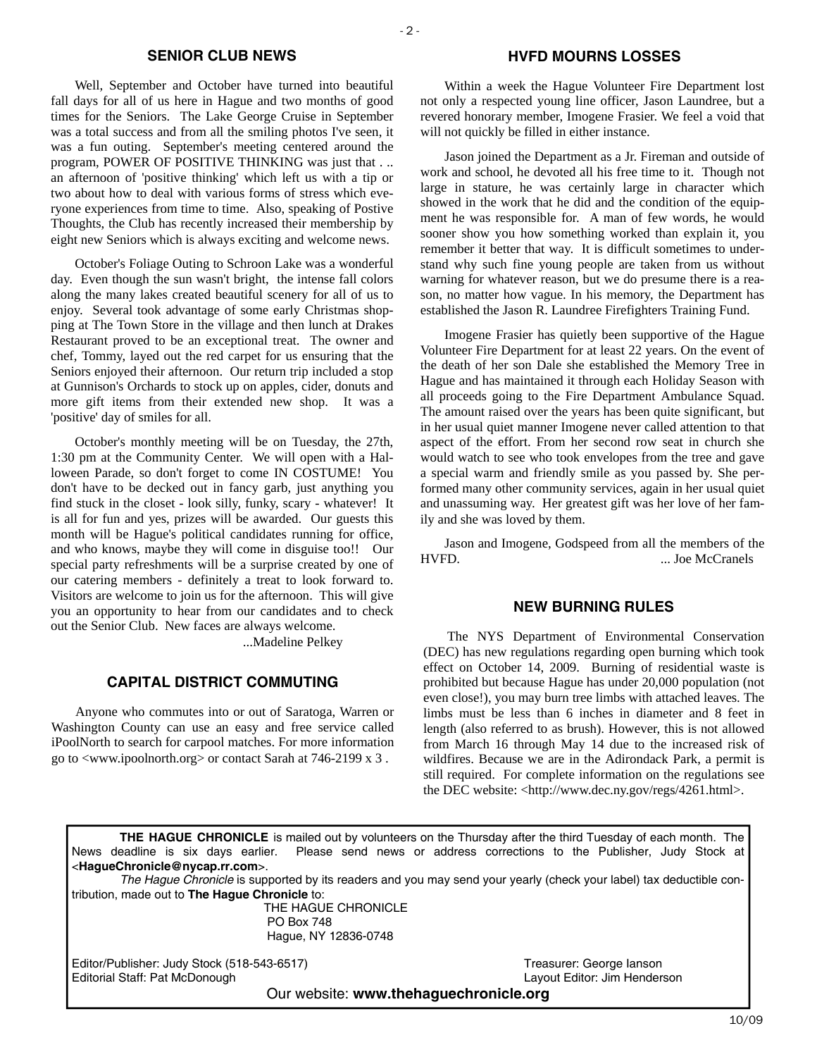## SENIOR CLUB NEWS

Well, September and October have turned into beautiful fall days for all of us here in Hague and two months of good times for the Seniors. The Lake George Cruise in September was a total success and from all the smiling photos I've seen, it was a fun outing. September's meeting centered around the program, POWER OF POSITIVE THINKING was just that . .. an afternoon of 'positive thinking' which left us with a tip or two about how to deal with various forms of stress which everyone experiences from time to time. Also, speaking of Postive Thoughts, the Club has recently increased their membership by eight new Seniors which is always exciting and welcome news.

October's Foliage Outing to Schroon Lake was a wonderful day. Even though the sun wasn't bright, the intense fall colors along the many lakes created beautiful scenery for all of us to enjoy. Several took advantage of some early Christmas shopping at The Town Store in the village and then lunch at Drakes Restaurant proved to be an exceptional treat. The owner and chef, Tommy, layed out the red carpet for us ensuring that the Seniors enjoyed their afternoon. Our return trip included a stop at Gunnison's Orchards to stock up on apples, cider, donuts and more gift items from their extended new shop. It was a 'positive' day of smiles for all.

October's monthly meeting will be on Tuesday, the 27th, 1:30 pm at the Community Center. We will open with a Halloween Parade, so don't forget to come IN COSTUME! You don't have to be decked out in fancy garb, just anything you find stuck in the closet - look silly, funky, scary - whatever! It is all for fun and yes, prizes will be awarded. Our guests this month will be Hague's political candidates running for office, and who knows, maybe they will come in disguise too!! Our special party refreshments will be a surprise created by one of our catering members - definitely a treat to look forward to. Visitors are welcome to join us for the afternoon. This will give you an opportunity to hear from our candidates and to check out the Senior Club. New faces are always welcome.

...Madeline Pelkey

## CAPITAL DISTRICT COMMUTING

Anyone who commutes into or out of Saratoga, Warren or Washington County can use an easy and free service called iPoolNorth to search for carpool matches. For more information go to <www.ipoolnorth.org> or contact Sarah at 746-2199 x 3 .

## HVFD MOURNS LOSSES

Within a week the Hague Volunteer Fire Department lost not only a respected young line officer, Jason Laundree, but a revered honorary member, Imogene Frasier. We feel a void that will not quickly be filled in either instance.

Jason joined the Department as a Jr. Fireman and outside of work and school, he devoted all his free time to it. Though not large in stature, he was certainly large in character which showed in the work that he did and the condition of the equipment he was responsible for. A man of few words, he would sooner show you how something worked than explain it, you remember it better that way. It is difficult sometimes to understand why such fine young people are taken from us without warning for whatever reason, but we do presume there is a reason, no matter how vague. In his memory, the Department has established the Jason R. Laundree Firefighters Training Fund.

Imogene Frasier has quietly been supportive of the Hague Volunteer Fire Department for at least 22 years. On the event of the death of her son Dale she established the Memory Tree in Hague and has maintained it through each Holiday Season with all proceeds going to the Fire Department Ambulance Squad. The amount raised over the years has been quite significant, but in her usual quiet manner Imogene never called attention to that aspect of the effort. From her second row seat in church she would watch to see who took envelopes from the tree and gave a special warm and friendly smile as you passed by. She performed many other community services, again in her usual quiet and unassuming way. Her greatest gift was her love of her family and she was loved by them.

Jason and Imogene, Godspeed from all the members of the HVFD.

... Joe McCranels

## NEW BURNING RULES

The NYS Department of Environmental Conservation (DEC) has new regulations regarding open burning which took effect on October 14, 2009. Burning of residential waste is prohibited but because Hague has under 20,000 population (not even close!), you may burn tree limbs with attached leaves. The limbs must be less than 6 inches in diameter and 8 feet in length (also referred to as brush). However, this is not allowed from March 16 through May 14 due to the increased risk of wildfires. Because we are in the Adirondack Park, a permit is still required. For complete information on the regulations see the DEC website: <http://www.dec.ny.gov/regs/4261.html>.

---

**THE HAGUE CHRONICLE** is mailed out by volunteers on the Thursday after the third Tuesday of each month. The News deadline is six days earlier. Please send news or address corrections to the Publisher, Judy Stock at <**HagueChronicle@nycap.rr.com**>.

*The Hague Chronicle* is supported by its readers and you may send your yearly (check your label) tax deductible contribution, made out to **The Hague Chronicle** to:

THE HAGUE CHRONICLE
PO Box 748
Hague, NY 12836-0748

Editor/Publisher: Judy Stock (518-543-6517)
Editorial Staff: Pat McDonough
Treasurer: George Ianson
Layout Editor: Jim Henderson

Our website: **www.thehaguechronicle.org**

10/09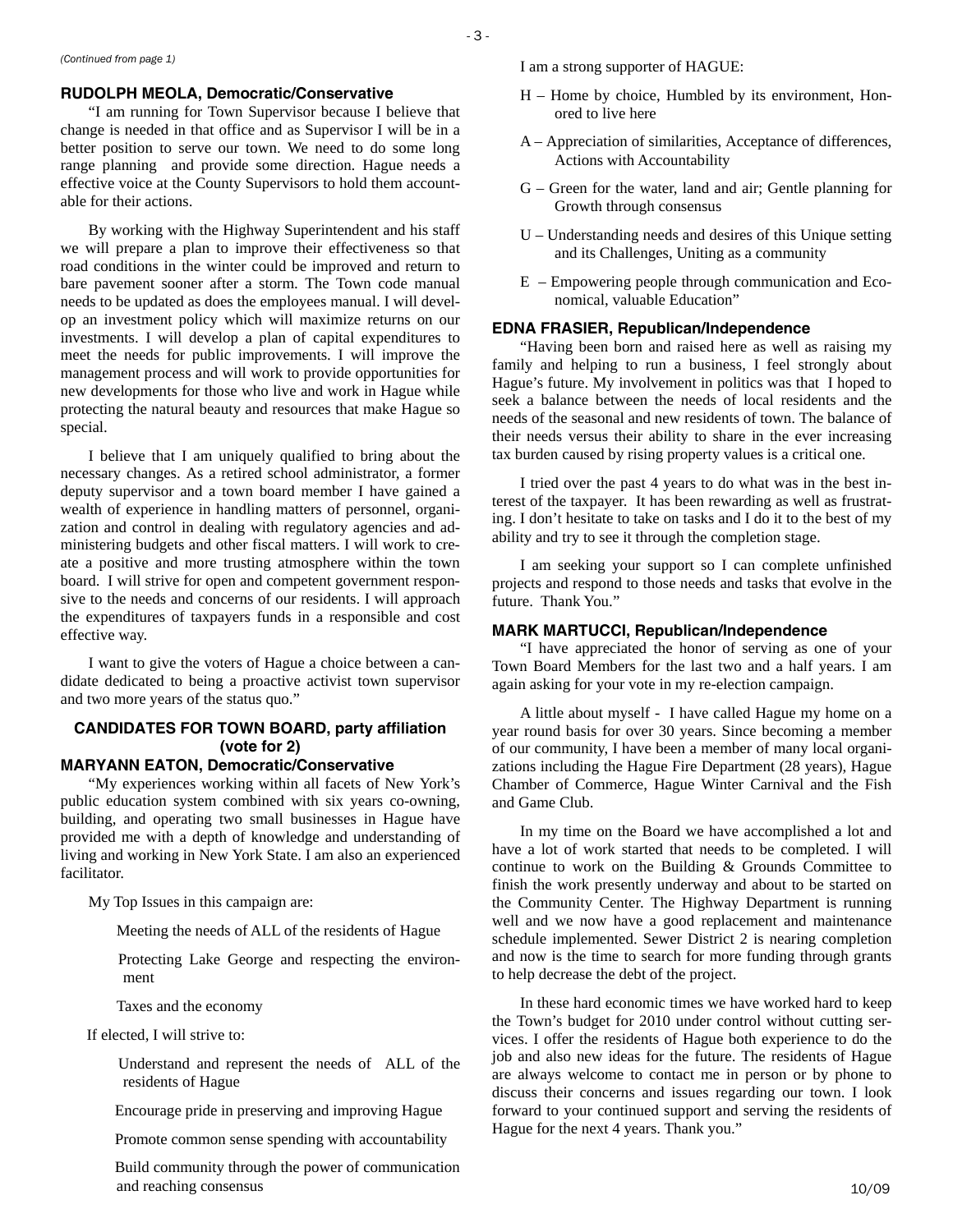*(Continued from page 1)*

### RUDOLPH MEOLA, Democratic/Conservative

"I am running for Town Supervisor because I believe that change is needed in that office and as Supervisor I will be in a better position to serve our town. We need to do some long range planning and provide some direction. Hague needs a effective voice at the County Supervisors to hold them accountable for their actions.

By working with the Highway Superintendent and his staff we will prepare a plan to improve their effectiveness so that road conditions in the winter could be improved and return to bare pavement sooner after a storm. The Town code manual needs to be updated as does the employees manual. I will develop an investment policy which will maximize returns on our investments. I will develop a plan of capital expenditures to meet the needs for public improvements. I will improve the management process and will work to provide opportunities for new developments for those who live and work in Hague while protecting the natural beauty and resources that make Hague so special.

I believe that I am uniquely qualified to bring about the necessary changes. As a retired school administrator, a former deputy supervisor and a town board member I have gained a wealth of experience in handling matters of personnel, organization and control in dealing with regulatory agencies and administering budgets and other fiscal matters. I will work to create a positive and more trusting atmosphere within the town board. I will strive for open and competent government responsive to the needs and concerns of our residents. I will approach the expenditures of taxpayers funds in a responsible and cost effective way.

I want to give the voters of Hague a choice between a candidate dedicated to being a proactive activist town supervisor and two more years of the status quo."

## CANDIDATES FOR TOWN BOARD, party affiliation (vote for 2)

### MARYANN EATON, Democratic/Conservative

"My experiences working within all facets of New York's public education system combined with six years co-owning, building, and operating two small businesses in Hague have provided me with a depth of knowledge and understanding of living and working in New York State. I am also an experienced facilitator.

My Top Issues in this campaign are:

Meeting the needs of ALL of the residents of Hague

Protecting Lake George and respecting the environment

Taxes and the economy

If elected, I will strive to:

Understand and represent the needs of ALL of the residents of Hague

Encourage pride in preserving and improving Hague

Promote common sense spending with accountability

Build community through the power of communication and reaching consensus

I am a strong supporter of HAGUE:

H – Home by choice, Humbled by its environment, Honored to live here

A – Appreciation of similarities, Acceptance of differences, Actions with Accountability

G – Green for the water, land and air; Gentle planning for Growth through consensus

U – Understanding needs and desires of this Unique setting and its Challenges, Uniting as a community

E – Empowering people through communication and Economical, valuable Education"

### EDNA FRASIER, Republican/Independence

"Having been born and raised here as well as raising my family and helping to run a business, I feel strongly about Hague's future. My involvement in politics was that I hoped to seek a balance between the needs of local residents and the needs of the seasonal and new residents of town. The balance of their needs versus their ability to share in the ever increasing tax burden caused by rising property values is a critical one.

I tried over the past 4 years to do what was in the best interest of the taxpayer. It has been rewarding as well as frustrating. I don't hesitate to take on tasks and I do it to the best of my ability and try to see it through the completion stage.

I am seeking your support so I can complete unfinished projects and respond to those needs and tasks that evolve in the future. Thank You."

### MARK MARTUCCI, Republican/Independence

"I have appreciated the honor of serving as one of your Town Board Members for the last two and a half years. I am again asking for your vote in my re-election campaign.

A little about myself - I have called Hague my home on a year round basis for over 30 years. Since becoming a member of our community, I have been a member of many local organizations including the Hague Fire Department (28 years), Hague Chamber of Commerce, Hague Winter Carnival and the Fish and Game Club.

In my time on the Board we have accomplished a lot and have a lot of work started that needs to be completed. I will continue to work on the Building & Grounds Committee to finish the work presently underway and about to be started on the Community Center. The Highway Department is running well and we now have a good replacement and maintenance schedule implemented. Sewer District 2 is nearing completion and now is the time to search for more funding through grants to help decrease the debt of the project.

In these hard economic times we have worked hard to keep the Town's budget for 2010 under control without cutting services. I offer the residents of Hague both experience to do the job and also new ideas for the future. The residents of Hague are always welcome to contact me in person or by phone to discuss their concerns and issues regarding our town. I look forward to your continued support and serving the residents of Hague for the next 4 years. Thank you."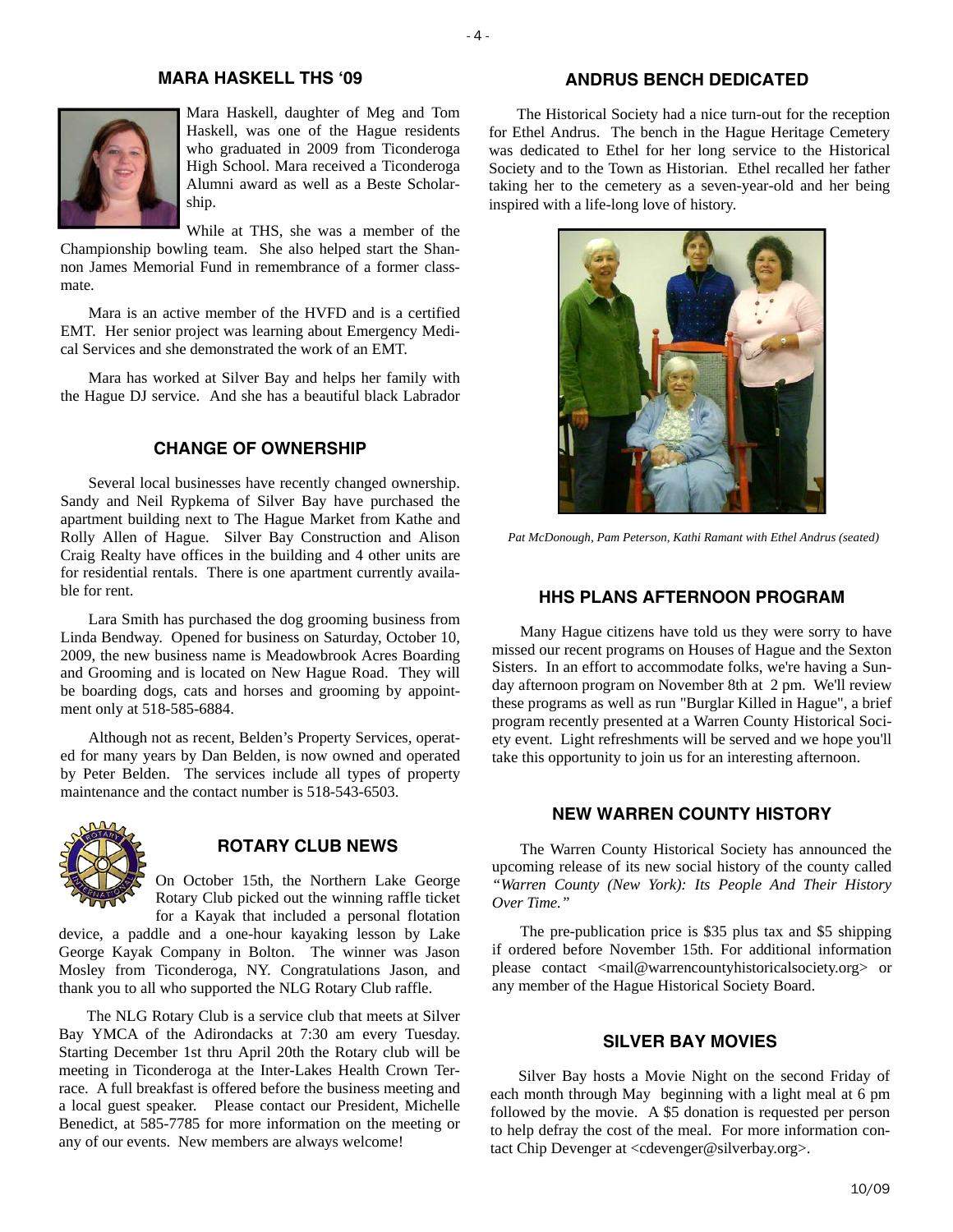## MARA HASKELL THS '09

Mara Haskell, daughter of Meg and Tom Haskell, was one of the Hague residents who graduated in 2009 from Ticonderoga High School. Mara received a Ticonderoga Alumni award as well as a Beste Scholarship.

While at THS, she was a member of the Championship bowling team. She also helped start the Shannon James Memorial Fund in remembrance of a former classmate.

Mara is an active member of the HVFD and is a certified EMT. Her senior project was learning about Emergency Medical Services and she demonstrated the work of an EMT.

Mara has worked at Silver Bay and helps her family with the Hague DJ service. And she has a beautiful black Labrador

## CHANGE OF OWNERSHIP

Several local businesses have recently changed ownership. Sandy and Neil Rypkema of Silver Bay have purchased the apartment building next to The Hague Market from Kathe and Rolly Allen of Hague. Silver Bay Construction and Alison Craig Realty have offices in the building and 4 other units are for residential rentals. There is one apartment currently available for rent.

Lara Smith has purchased the dog grooming business from Linda Bendway. Opened for business on Saturday, October 10, 2009, the new business name is Meadowbrook Acres Boarding and Grooming and is located on New Hague Road. They will be boarding dogs, cats and horses and grooming by appointment only at 518-585-6884.

Although not as recent, Belden's Property Services, operated for many years by Dan Belden, is now owned and operated by Peter Belden. The services include all types of property maintenance and the contact number is 518-543-6503.

## ROTARY CLUB NEWS

On October 15th, the Northern Lake George Rotary Club picked out the winning raffle ticket for a Kayak that included a personal flotation device, a paddle and a one-hour kayaking lesson by Lake George Kayak Company in Bolton. The winner was Jason Mosley from Ticonderoga, NY. Congratulations Jason, and thank you to all who supported the NLG Rotary Club raffle.

The NLG Rotary Club is a service club that meets at Silver Bay YMCA of the Adirondacks at 7:30 am every Tuesday. Starting December 1st thru April 20th the Rotary club will be meeting in Ticonderoga at the Inter-Lakes Health Crown Terrace. A full breakfast is offered before the business meeting and a local guest speaker. Please contact our President, Michelle Benedict, at 585-7785 for more information on the meeting or any of our events. New members are always welcome!

## ANDRUS BENCH DEDICATED

The Historical Society had a nice turn-out for the reception for Ethel Andrus. The bench in the Hague Heritage Cemetery was dedicated to Ethel for her long service to the Historical Society and to the Town as Historian. Ethel recalled her father taking her to the cemetery as a seven-year-old and her being inspired with a life-long love of history.

*Pat McDonough, Pam Peterson, Kathi Ramant with Ethel Andrus (seated)*

## HHS PLANS AFTERNOON PROGRAM

Many Hague citizens have told us they were sorry to have missed our recent programs on Houses of Hague and the Sexton Sisters. In an effort to accommodate folks, we're having a Sunday afternoon program on November 8th at 2 pm. We'll review these programs as well as run "Burglar Killed in Hague", a brief program recently presented at a Warren County Historical Society event. Light refreshments will be served and we hope you'll take this opportunity to join us for an interesting afternoon.

## NEW WARREN COUNTY HISTORY

The Warren County Historical Society has announced the upcoming release of its new social history of the county called *"Warren County (New York): Its People And Their History Over Time."*

The pre-publication price is $35 plus tax and $5 shipping if ordered before November 15th. For additional information please contact <mail@warrencountyhistoricalsociety.org> or any member of the Hague Historical Society Board.

## SILVER BAY MOVIES

Silver Bay hosts a Movie Night on the second Friday of each month through May beginning with a light meal at 6 pm followed by the movie. A $5 donation is requested per person to help defray the cost of the meal. For more information contact Chip Devenger at <cdevenger@silverbay.org>.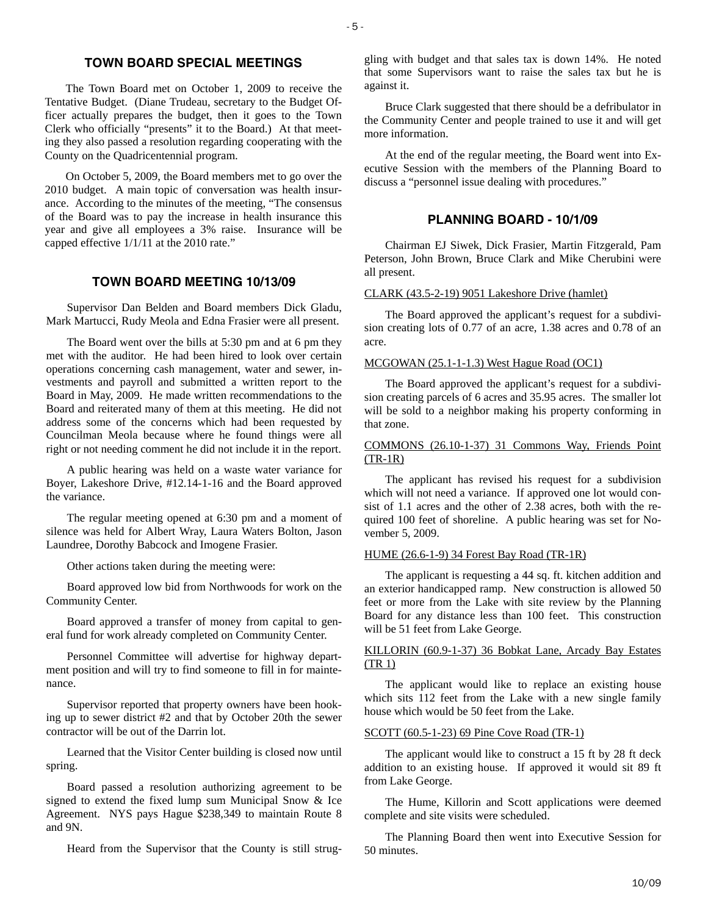## TOWN BOARD SPECIAL MEETINGS

The Town Board met on October 1, 2009 to receive the Tentative Budget. (Diane Trudeau, secretary to the Budget Officer actually prepares the budget, then it goes to the Town Clerk who officially "presents" it to the Board.) At that meeting they also passed a resolution regarding cooperating with the County on the Quadricentennial program.

On October 5, 2009, the Board members met to go over the 2010 budget. A main topic of conversation was health insurance. According to the minutes of the meeting, "The consensus of the Board was to pay the increase in health insurance this year and give all employees a 3% raise. Insurance will be capped effective 1/1/11 at the 2010 rate."

## TOWN BOARD MEETING 10/13/09

Supervisor Dan Belden and Board members Dick Gladu, Mark Martucci, Rudy Meola and Edna Frasier were all present.

The Board went over the bills at 5:30 pm and at 6 pm they met with the auditor. He had been hired to look over certain operations concerning cash management, water and sewer, investments and payroll and submitted a written report to the Board in May, 2009. He made written recommendations to the Board and reiterated many of them at this meeting. He did not address some of the concerns which had been requested by Councilman Meola because where he found things were all right or not needing comment he did not include it in the report.

A public hearing was held on a waste water variance for Boyer, Lakeshore Drive, #12.14-1-16 and the Board approved the variance.

The regular meeting opened at 6:30 pm and a moment of silence was held for Albert Wray, Laura Waters Bolton, Jason Laundree, Dorothy Babcock and Imogene Frasier.

Other actions taken during the meeting were:

Board approved low bid from Northwoods for work on the Community Center.

Board approved a transfer of money from capital to general fund for work already completed on Community Center.

Personnel Committee will advertise for highway department position and will try to find someone to fill in for maintenance.

Supervisor reported that property owners have been hooking up to sewer district #2 and that by October 20th the sewer contractor will be out of the Darrin lot.

Learned that the Visitor Center building is closed now until spring.

Board passed a resolution authorizing agreement to be signed to extend the fixed lump sum Municipal Snow & Ice Agreement. NYS pays Hague $238,349 to maintain Route 8 and 9N.

Heard from the Supervisor that the County is still struggling with budget and that sales tax is down 14%. He noted that some Supervisors want to raise the sales tax but he is against it.

Bruce Clark suggested that there should be a defribulator in the Community Center and people trained to use it and will get more information.

At the end of the regular meeting, the Board went into Executive Session with the members of the Planning Board to discuss a "personnel issue dealing with procedures."

## PLANNING BOARD - 10/1/09

Chairman EJ Siwek, Dick Frasier, Martin Fitzgerald, Pam Peterson, John Brown, Bruce Clark and Mike Cherubini were all present.

CLARK (43.5-2-19) 9051 Lakeshore Drive (hamlet)

The Board approved the applicant's request for a subdivision creating lots of 0.77 of an acre, 1.38 acres and 0.78 of an acre.

MCGOWAN (25.1-1-1.3) West Hague Road (OC1)

The Board approved the applicant's request for a subdivision creating parcels of 6 acres and 35.95 acres. The smaller lot will be sold to a neighbor making his property conforming in that zone.

COMMONS (26.10-1-37) 31 Commons Way, Friends Point (TR-1R)

The applicant has revised his request for a subdivision which will not need a variance. If approved one lot would consist of 1.1 acres and the other of 2.38 acres, both with the required 100 feet of shoreline. A public hearing was set for November 5, 2009.

HUME (26.6-1-9) 34 Forest Bay Road (TR-1R)

The applicant is requesting a 44 sq. ft. kitchen addition and an exterior handicapped ramp. New construction is allowed 50 feet or more from the Lake with site review by the Planning Board for any distance less than 100 feet. This construction will be 51 feet from Lake George.

KILLORIN (60.9-1-37) 36 Bobkat Lane, Arcady Bay Estates (TR 1)

The applicant would like to replace an existing house which sits 112 feet from the Lake with a new single family house which would be 50 feet from the Lake.

SCOTT (60.5-1-23) 69 Pine Cove Road (TR-1)

The applicant would like to construct a 15 ft by 28 ft deck addition to an existing house. If approved it would sit 89 ft from Lake George.

The Hume, Killorin and Scott applications were deemed complete and site visits were scheduled.

The Planning Board then went into Executive Session for 50 minutes.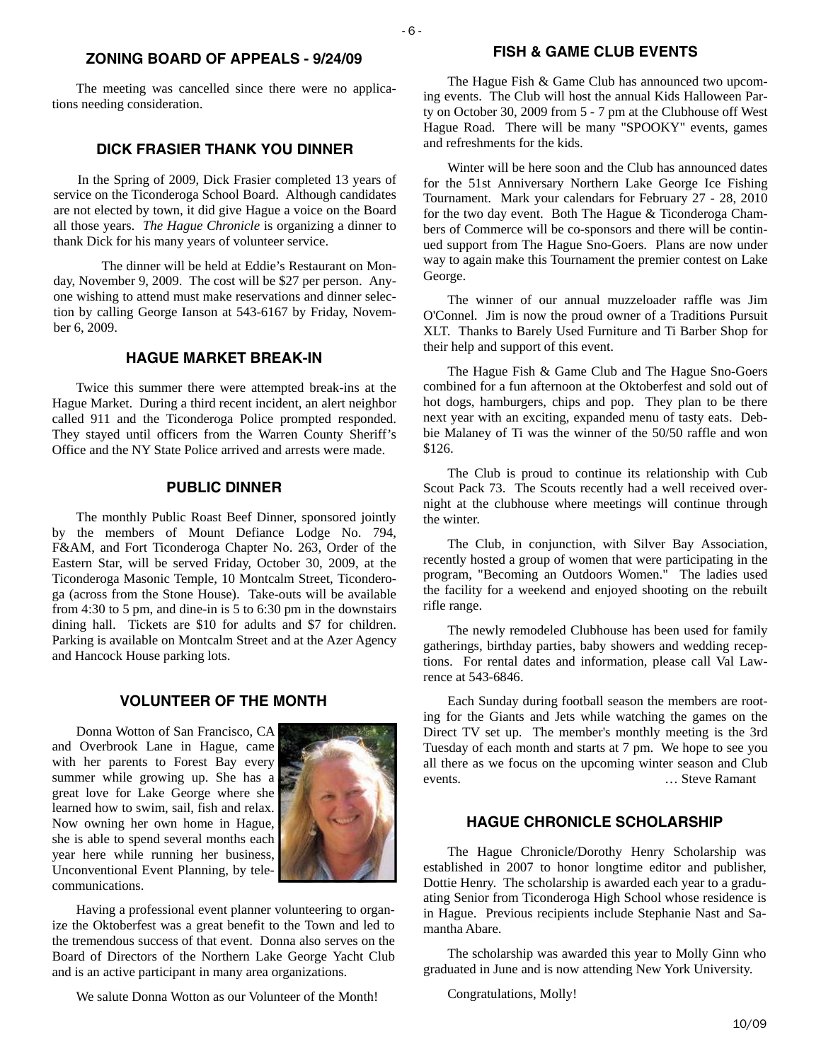## ZONING BOARD OF APPEALS - 9/24/09

The meeting was cancelled since there were no applications needing consideration.

## DICK FRASIER THANK YOU DINNER

In the Spring of 2009, Dick Frasier completed 13 years of service on the Ticonderoga School Board. Although candidates are not elected by town, it did give Hague a voice on the Board all those years. *The Hague Chronicle* is organizing a dinner to thank Dick for his many years of volunteer service.

The dinner will be held at Eddie's Restaurant on Monday, November 9, 2009. The cost will be $27 per person. Anyone wishing to attend must make reservations and dinner selection by calling George Ianson at 543-6167 by Friday, November 6, 2009.

## HAGUE MARKET BREAK-IN

Twice this summer there were attempted break-ins at the Hague Market. During a third recent incident, an alert neighbor called 911 and the Ticonderoga Police prompted responded. They stayed until officers from the Warren County Sheriff's Office and the NY State Police arrived and arrests were made.

## PUBLIC DINNER

The monthly Public Roast Beef Dinner, sponsored jointly by the members of Mount Defiance Lodge No. 794, F&AM, and Fort Ticonderoga Chapter No. 263, Order of the Eastern Star, will be served Friday, October 30, 2009, at the Ticonderoga Masonic Temple, 10 Montcalm Street, Ticonderoga (across from the Stone House). Take-outs will be available from 4:30 to 5 pm, and dine-in is 5 to 6:30 pm in the downstairs dining hall. Tickets are $10 for adults and $7 for children. Parking is available on Montcalm Street and at the Azer Agency and Hancock House parking lots.

## VOLUNTEER OF THE MONTH

Donna Wotton of San Francisco, CA and Overbrook Lane in Hague, came with her parents to Forest Bay every summer while growing up. She has a great love for Lake George where she learned how to swim, sail, fish and relax. Now owning her own home in Hague, she is able to spend several months each year here while running her business, Unconventional Event Planning, by telecommunications.

Having a professional event planner volunteering to organize the Oktoberfest was a great benefit to the Town and led to the tremendous success of that event. Donna also serves on the Board of Directors of the Northern Lake George Yacht Club and is an active participant in many area organizations.

We salute Donna Wotton as our Volunteer of the Month!

## FISH & GAME CLUB EVENTS

The Hague Fish & Game Club has announced two upcoming events. The Club will host the annual Kids Halloween Party on October 30, 2009 from 5 - 7 pm at the Clubhouse off West Hague Road. There will be many "SPOOKY" events, games and refreshments for the kids.

Winter will be here soon and the Club has announced dates for the 51st Anniversary Northern Lake George Ice Fishing Tournament. Mark your calendars for February 27 - 28, 2010 for the two day event. Both The Hague & Ticonderoga Chambers of Commerce will be co-sponsors and there will be continued support from The Hague Sno-Goers. Plans are now under way to again make this Tournament the premier contest on Lake George.

The winner of our annual muzzeloader raffle was Jim O'Connel. Jim is now the proud owner of a Traditions Pursuit XLT. Thanks to Barely Used Furniture and Ti Barber Shop for their help and support of this event.

The Hague Fish & Game Club and The Hague Sno-Goers combined for a fun afternoon at the Oktoberfest and sold out of hot dogs, hamburgers, chips and pop. They plan to be there next year with an exciting, expanded menu of tasty eats. Debbie Malaney of Ti was the winner of the 50/50 raffle and won $126.

The Club is proud to continue its relationship with Cub Scout Pack 73. The Scouts recently had a well received overnight at the clubhouse where meetings will continue through the winter.

The Club, in conjunction, with Silver Bay Association, recently hosted a group of women that were participating in the program, "Becoming an Outdoors Women." The ladies used the facility for a weekend and enjoyed shooting on the rebuilt rifle range.

The newly remodeled Clubhouse has been used for family gatherings, birthday parties, baby showers and wedding receptions. For rental dates and information, please call Val Lawrence at 543-6846.

Each Sunday during football season the members are rooting for the Giants and Jets while watching the games on the Direct TV set up. The member's monthly meeting is the 3rd Tuesday of each month and starts at 7 pm. We hope to see you all there as we focus on the upcoming winter season and Club events. … Steve Ramant

## HAGUE CHRONICLE SCHOLARSHIP

The Hague Chronicle/Dorothy Henry Scholarship was established in 2007 to honor longtime editor and publisher, Dottie Henry. The scholarship is awarded each year to a graduating Senior from Ticonderoga High School whose residence is in Hague. Previous recipients include Stephanie Nast and Samantha Abare.

The scholarship was awarded this year to Molly Ginn who graduated in June and is now attending New York University.

Congratulations, Molly!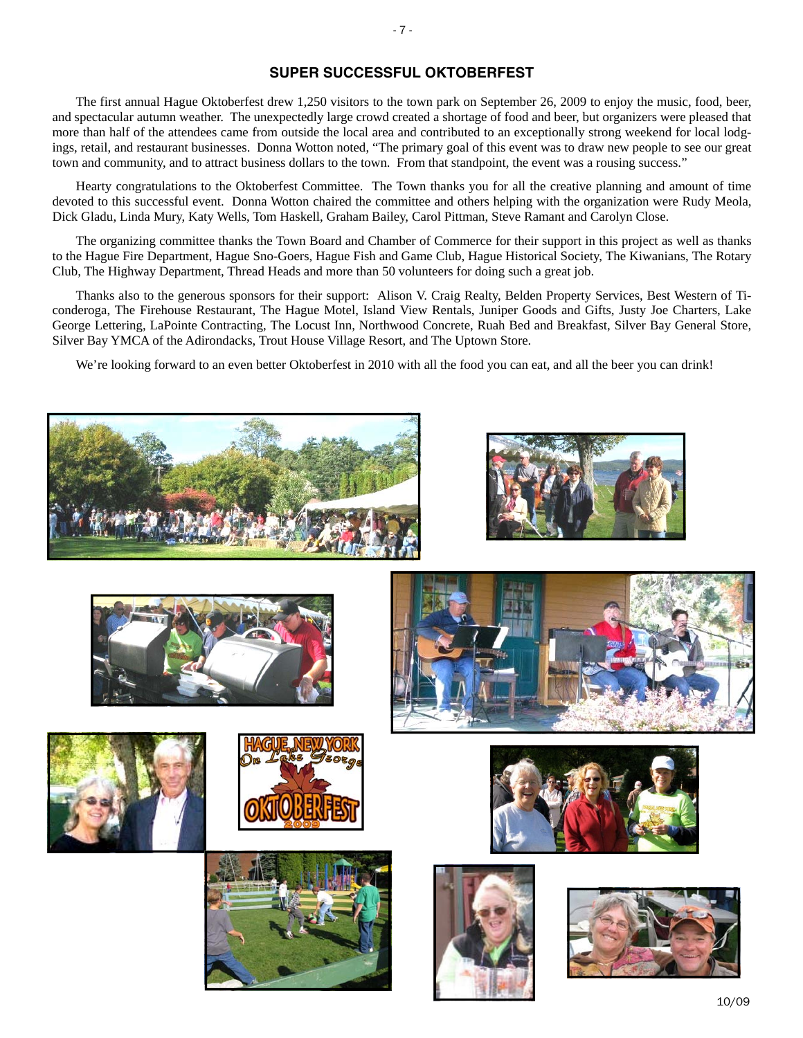## SUPER SUCCESSFUL OKTOBERFEST

The first annual Hague Oktoberfest drew 1,250 visitors to the town park on September 26, 2009 to enjoy the music, food, beer, and spectacular autumn weather. The unexpectedly large crowd created a shortage of food and beer, but organizers were pleased that more than half of the attendees came from outside the local area and contributed to an exceptionally strong weekend for local lodgings, retail, and restaurant businesses. Donna Wotton noted, "The primary goal of this event was to draw new people to see our great town and community, and to attract business dollars to the town. From that standpoint, the event was a rousing success."

Hearty congratulations to the Oktoberfest Committee. The Town thanks you for all the creative planning and amount of time devoted to this successful event. Donna Wotton chaired the committee and others helping with the organization were Rudy Meola, Dick Gladu, Linda Mury, Katy Wells, Tom Haskell, Graham Bailey, Carol Pittman, Steve Ramant and Carolyn Close.

The organizing committee thanks the Town Board and Chamber of Commerce for their support in this project as well as thanks to the Hague Fire Department, Hague Sno-Goers, Hague Fish and Game Club, Hague Historical Society, The Kiwanians, The Rotary Club, The Highway Department, Thread Heads and more than 50 volunteers for doing such a great job.

Thanks also to the generous sponsors for their support: Alison V. Craig Realty, Belden Property Services, Best Western of Ticonderoga, The Firehouse Restaurant, The Hague Motel, Island View Rentals, Juniper Goods and Gifts, Justy Joe Charters, Lake George Lettering, LaPointe Contracting, The Locust Inn, Northwood Concrete, Ruah Bed and Breakfast, Silver Bay General Store, Silver Bay YMCA of the Adirondacks, Trout House Village Resort, and The Uptown Store.

We're looking forward to an even better Oktoberfest in 2010 with all the food you can eat, and all the beer you can drink!

10/09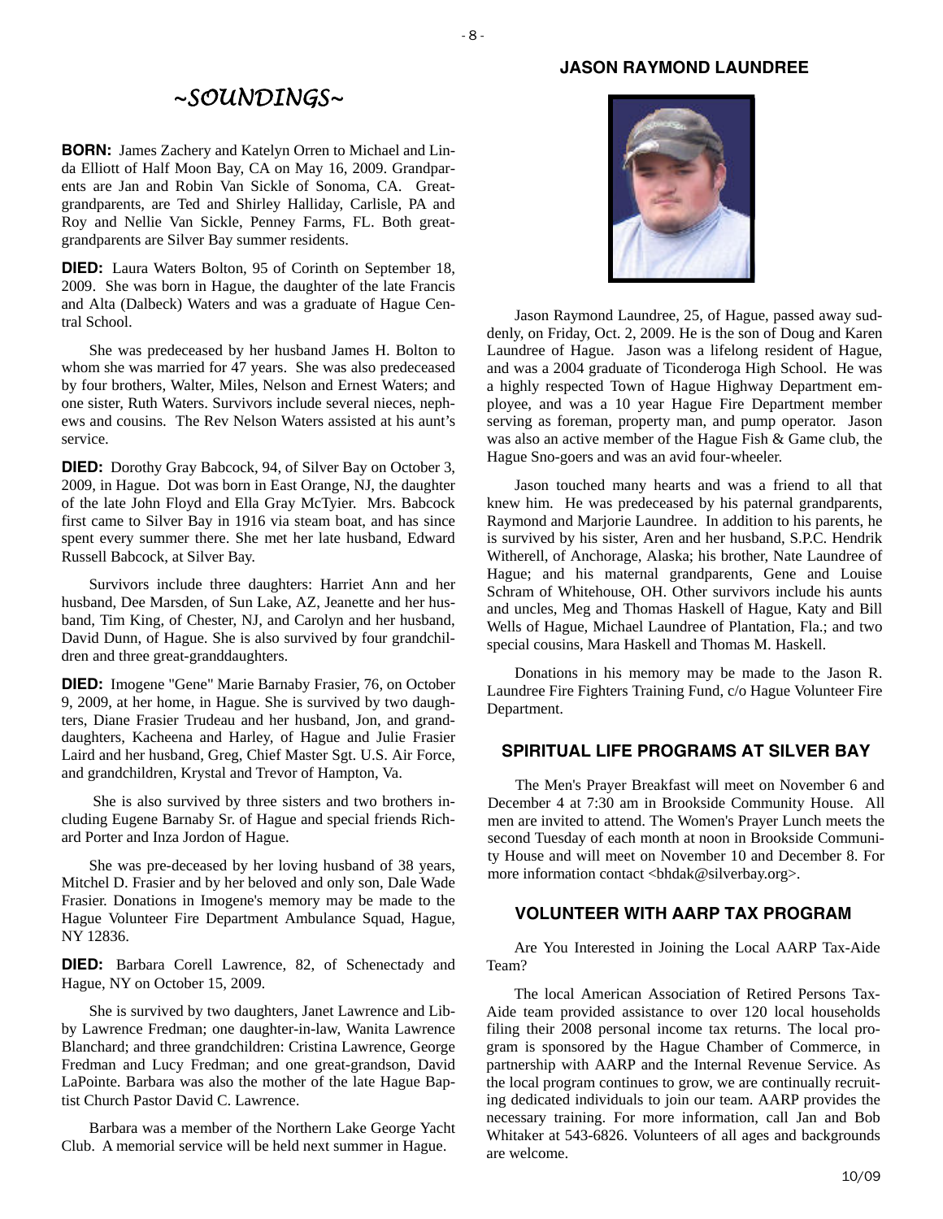## ~SOUNDINGS~

**BORN:** James Zachery and Katelyn Orren to Michael and Linda Elliott of Half Moon Bay, CA on May 16, 2009. Grandparents are Jan and Robin Van Sickle of Sonoma, CA. Great-grandparents, are Ted and Shirley Halliday, Carlisle, PA and Roy and Nellie Van Sickle, Penney Farms, FL. Both great-grandparents are Silver Bay summer residents.

**DIED:** Laura Waters Bolton, 95 of Corinth on September 18, 2009. She was born in Hague, the daughter of the late Francis and Alta (Dalbeck) Waters and was a graduate of Hague Central School.

She was predeceased by her husband James H. Bolton to whom she was married for 47 years. She was also predeceased by four brothers, Walter, Miles, Nelson and Ernest Waters; and one sister, Ruth Waters. Survivors include several nieces, nephews and cousins. The Rev Nelson Waters assisted at his aunt's service.

**DIED:** Dorothy Gray Babcock, 94, of Silver Bay on October 3, 2009, in Hague. Dot was born in East Orange, NJ, the daughter of the late John Floyd and Ella Gray McTyier. Mrs. Babcock first came to Silver Bay in 1916 via steam boat, and has since spent every summer there. She met her late husband, Edward Russell Babcock, at Silver Bay.

Survivors include three daughters: Harriet Ann and her husband, Dee Marsden, of Sun Lake, AZ, Jeanette and her husband, Tim King, of Chester, NJ, and Carolyn and her husband, David Dunn, of Hague. She is also survived by four grandchildren and three great-granddaughters.

**DIED:** Imogene "Gene" Marie Barnaby Frasier, 76, on October 9, 2009, at her home, in Hague. She is survived by two daughters, Diane Frasier Trudeau and her husband, Jon, and granddaughters, Kacheena and Harley, of Hague and Julie Frasier Laird and her husband, Greg, Chief Master Sgt. U.S. Air Force, and grandchildren, Krystal and Trevor of Hampton, Va.

She is also survived by three sisters and two brothers including Eugene Barnaby Sr. of Hague and special friends Richard Porter and Inza Jordon of Hague.

She was pre-deceased by her loving husband of 38 years, Mitchel D. Frasier and by her beloved and only son, Dale Wade Frasier. Donations in Imogene's memory may be made to the Hague Volunteer Fire Department Ambulance Squad, Hague, NY 12836.

**DIED:** Barbara Corell Lawrence, 82, of Schenectady and Hague, NY on October 15, 2009.

She is survived by two daughters, Janet Lawrence and Libby Lawrence Fredman; one daughter-in-law, Wanita Lawrence Blanchard; and three grandchildren: Cristina Lawrence, George Fredman and Lucy Fredman; and one great-grandson, David LaPointe. Barbara was also the mother of the late Hague Baptist Church Pastor David C. Lawrence.

Barbara was a member of the Northern Lake George Yacht Club. A memorial service will be held next summer in Hague.

### JASON RAYMOND LAUNDREE

Jason Raymond Laundree, 25, of Hague, passed away suddenly, on Friday, Oct. 2, 2009. He is the son of Doug and Karen Laundree of Hague. Jason was a lifelong resident of Hague, and was a 2004 graduate of Ticonderoga High School. He was a highly respected Town of Hague Highway Department employee, and was a 10 year Hague Fire Department member serving as foreman, property man, and pump operator. Jason was also an active member of the Hague Fish & Game club, the Hague Sno-goers and was an avid four-wheeler.

Jason touched many hearts and was a friend to all that knew him. He was predeceased by his paternal grandparents, Raymond and Marjorie Laundree. In addition to his parents, he is survived by his sister, Aren and her husband, S.P.C. Hendrik Witherell, of Anchorage, Alaska; his brother, Nate Laundree of Hague; and his maternal grandparents, Gene and Louise Schram of Whitehouse, OH. Other survivors include his aunts and uncles, Meg and Thomas Haskell of Hague, Katy and Bill Wells of Hague, Michael Laundree of Plantation, Fla.; and two special cousins, Mara Haskell and Thomas M. Haskell.

Donations in his memory may be made to the Jason R. Laundree Fire Fighters Training Fund, c/o Hague Volunteer Fire Department.

### SPIRITUAL LIFE PROGRAMS AT SILVER BAY

The Men's Prayer Breakfast will meet on November 6 and December 4 at 7:30 am in Brookside Community House. All men are invited to attend. The Women's Prayer Lunch meets the second Tuesday of each month at noon in Brookside Community House and will meet on November 10 and December 8. For more information contact <bhdak@silverbay.org>.

### VOLUNTEER WITH AARP TAX PROGRAM

Are You Interested in Joining the Local AARP Tax-Aide Team?

The local American Association of Retired Persons Tax-Aide team provided assistance to over 120 local households filing their 2008 personal income tax returns. The local program is sponsored by the Hague Chamber of Commerce, in partnership with AARP and the Internal Revenue Service. As the local program continues to grow, we are continually recruiting dedicated individuals to join our team. AARP provides the necessary training. For more information, call Jan and Bob Whitaker at 543-6826. Volunteers of all ages and backgrounds are welcome.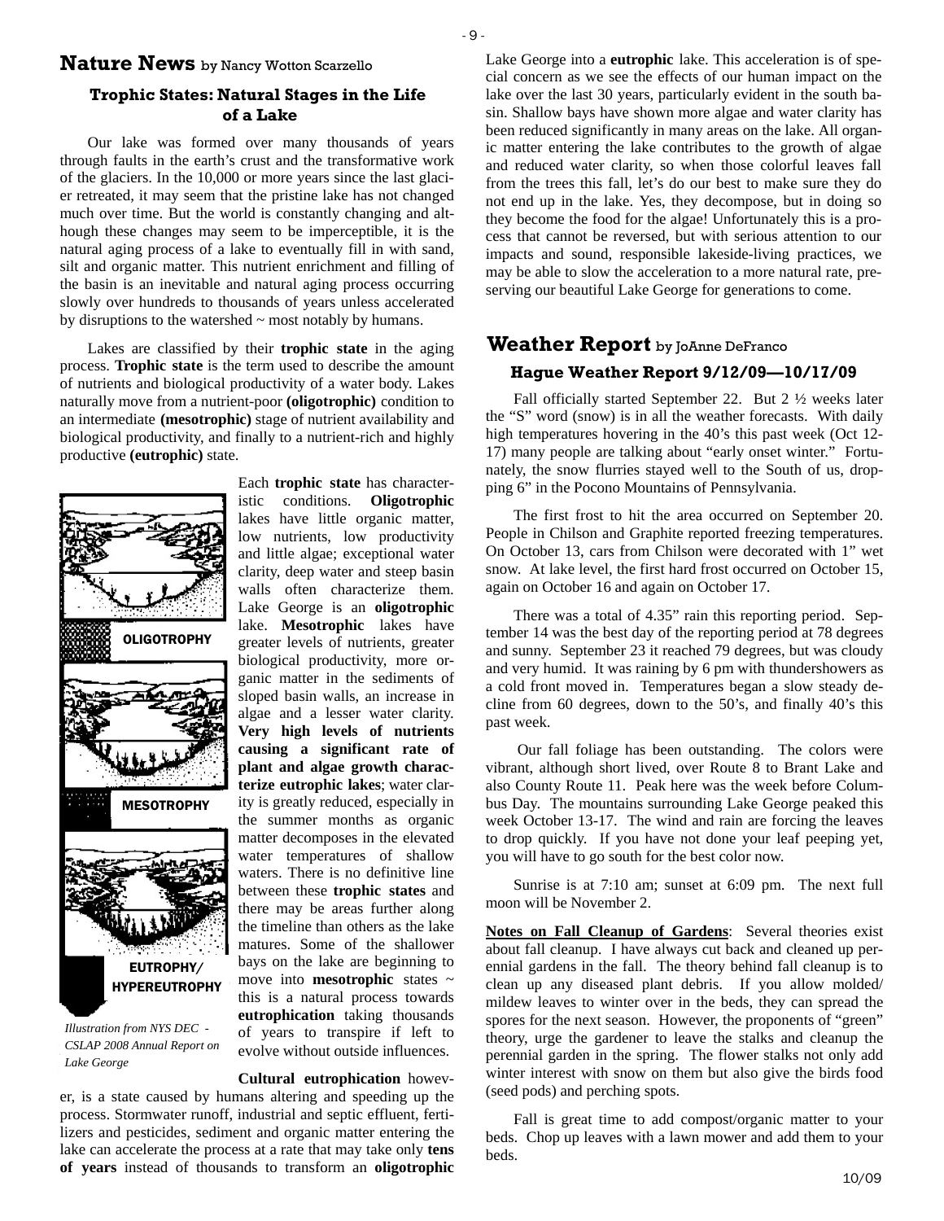## Nature News by Nancy Wotton Scarzello

### Trophic States: Natural Stages in the Life of a Lake

Our lake was formed over many thousands of years through faults in the earth's crust and the transformative work of the glaciers. In the 10,000 or more years since the last glacier retreated, it may seem that the pristine lake has not changed much over time. But the world is constantly changing and although these changes may seem to be imperceptible, it is the natural aging process of a lake to eventually fill in with sand, silt and organic matter. This nutrient enrichment and filling of the basin is an inevitable and natural aging process occurring slowly over hundreds to thousands of years unless accelerated by disruptions to the watershed ~ most notably by humans.

Lakes are classified by their **trophic state** in the aging process. **Trophic state** is the term used to describe the amount of nutrients and biological productivity of a water body. Lakes naturally move from a nutrient-poor **(oligotrophic)** condition to an intermediate **(mesotrophic)** stage of nutrient availability and biological productivity, and finally to a nutrient-rich and highly productive **(eutrophic)** state.

OLIGOTROPHY

MESOTROPHY

EUTROPHY/ HYPEREUTROPHY

*Illustration from NYS DEC - CSLAP 2008 Annual Report on Lake George*

Each **trophic state** has characteristic conditions. **Oligotrophic** lakes have little organic matter, low nutrients, low productivity and little algae; exceptional water clarity, deep water and steep basin walls often characterize them. Lake George is an **oligotrophic** lake. **Mesotrophic** lakes have greater levels of nutrients, greater biological productivity, more organic matter in the sediments of sloped basin walls, an increase in algae and a lesser water clarity. **Very high levels of nutrients causing a significant rate of plant and algae growth characterize eutrophic lakes**; water clarity is greatly reduced, especially in the summer months as organic matter decomposes in the elevated water temperatures of shallow waters. There is no definitive line between these **trophic states** and there may be areas further along the timeline than others as the lake matures. Some of the shallower bays on the lake are beginning to move into **mesotrophic** states ~ this is a natural process towards **eutrophication** taking thousands of years to transpire if left to evolve without outside influences.

**Cultural eutrophication** however, is a state caused by humans altering and speeding up the process. Stormwater runoff, industrial and septic effluent, fertilizers and pesticides, sediment and organic matter entering the lake can accelerate the process at a rate that may take only **tens of years** instead of thousands to transform an **oligotrophic** Lake George into a **eutrophic** lake. This acceleration is of special concern as we see the effects of our human impact on the lake over the last 30 years, particularly evident in the south basin. Shallow bays have shown more algae and water clarity has been reduced significantly in many areas on the lake. All organic matter entering the lake contributes to the growth of algae and reduced water clarity, so when those colorful leaves fall from the trees this fall, let's do our best to make sure they do not end up in the lake. Yes, they decompose, but in doing so they become the food for the algae! Unfortunately this is a process that cannot be reversed, but with serious attention to our impacts and sound, responsible lakeside-living practices, we may be able to slow the acceleration to a more natural rate, preserving our beautiful Lake George for generations to come.

## Weather Report by JoAnne DeFranco

### Hague Weather Report 9/12/09—10/17/09

Fall officially started September 22. But 2 ½ weeks later the "S" word (snow) is in all the weather forecasts. With daily high temperatures hovering in the 40's this past week (Oct 12-17) many people are talking about "early onset winter." Fortunately, the snow flurries stayed well to the South of us, dropping 6" in the Pocono Mountains of Pennsylvania.

The first frost to hit the area occurred on September 20. People in Chilson and Graphite reported freezing temperatures. On October 13, cars from Chilson were decorated with 1" wet snow. At lake level, the first hard frost occurred on October 15, again on October 16 and again on October 17.

There was a total of 4.35" rain this reporting period. September 14 was the best day of the reporting period at 78 degrees and sunny. September 23 it reached 79 degrees, but was cloudy and very humid. It was raining by 6 pm with thundershowers as a cold front moved in. Temperatures began a slow steady decline from 60 degrees, down to the 50's, and finally 40's this past week.

Our fall foliage has been outstanding. The colors were vibrant, although short lived, over Route 8 to Brant Lake and also County Route 11. Peak here was the week before Columbus Day. The mountains surrounding Lake George peaked this week October 13-17. The wind and rain are forcing the leaves to drop quickly. If you have not done your leaf peeping yet, you will have to go south for the best color now.

Sunrise is at 7:10 am; sunset at 6:09 pm. The next full moon will be November 2.

**Notes on Fall Cleanup of Gardens**: Several theories exist about fall cleanup. I have always cut back and cleaned up perennial gardens in the fall. The theory behind fall cleanup is to clean up any diseased plant debris. If you allow molded/mildew leaves to winter over in the beds, they can spread the spores for the next season. However, the proponents of "green" theory, urge the gardener to leave the stalks and cleanup the perennial garden in the spring. The flower stalks not only add winter interest with snow on them but also give the birds food (seed pods) and perching spots.

Fall is great time to add compost/organic matter to your beds. Chop up leaves with a lawn mower and add them to your beds.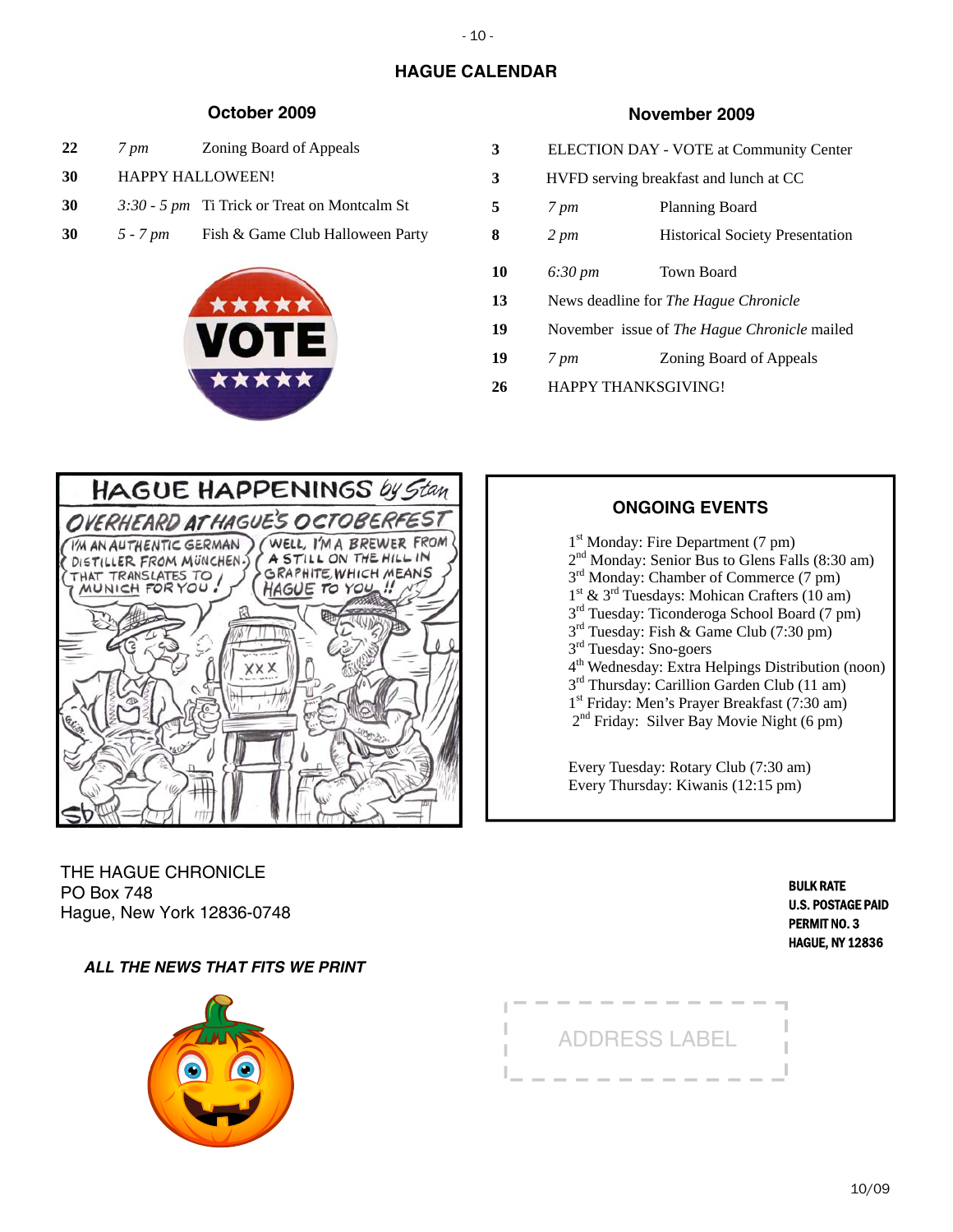# HAGUE CALENDAR

## October 2009

| | | |
|---|---|---|
| **22** | *7 pm* | Zoning Board of Appeals |
| **30** | HAPPY HALLOWEEN! | |
| **30** | *3:30 - 5 pm* | Ti Trick or Treat on Montcalm St |
| **30** | *5 - 7 pm* | Fish & Game Club Halloween Party |

## November 2009

| | | |
|---|---|---|
| **3** | ELECTION DAY - VOTE at Community Center | |
| **3** | HVFD serving breakfast and lunch at CC | |
| **5** | *7 pm* | Planning Board |
| **8** | *2 pm* | Historical Society Presentation |
| **10** | *6:30 pm* | Town Board |
| **13** | News deadline for *The Hague Chronicle* | |
| **19** | November issue of *The Hague Chronicle* mailed | |
| **19** | *7 pm* | Zoning Board of Appeals |
| **26** | HAPPY THANKSGIVING! | |

## ONGOING EVENTS

1st Monday: Fire Department (7 pm)
2nd Monday: Senior Bus to Glens Falls (8:30 am)
3rd Monday: Chamber of Commerce (7 pm)
1st & 3rd Tuesdays: Mohican Crafters (10 am)
3rd Tuesday: Ticonderoga School Board (7 pm)
3rd Tuesday: Fish & Game Club (7:30 pm)
3rd Tuesday: Sno-goers
4th Wednesday: Extra Helpings Distribution (noon)
3rd Thursday: Carillion Garden Club (11 am)
1st Friday: Men's Prayer Breakfast (7:30 am)
2nd Friday: Silver Bay Movie Night (6 pm)

Every Tuesday: Rotary Club (7:30 am)
Every Thursday: Kiwanis (12:15 pm)

THE HAGUE CHRONICLE
PO Box 748
Hague, New York 12836-0748

***ALL THE NEWS THAT FITS WE PRINT***

**BULK RATE**
**U.S. POSTAGE PAID**
**PERMIT NO. 3**
**HAGUE, NY 12836**

ADDRESS LABEL

10/09